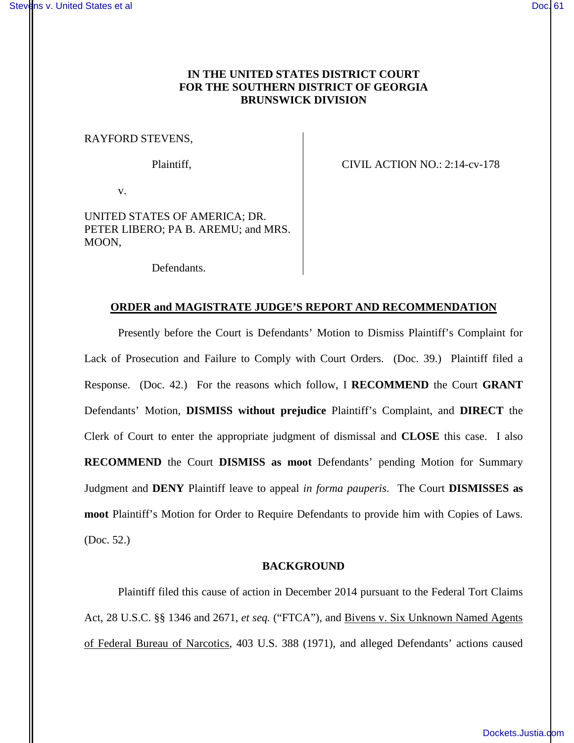**IN THE UNITED STATES DISTRICT COURT**
**FOR THE SOUTHERN DISTRICT OF GEORGIA**
**BRUNSWICK DIVISION**

RAYFORD STEVENS,

Plaintiff,

v.

UNITED STATES OF AMERICA; DR. PETER LIBERO; PA B. AREMU; and MRS. MOON,

Defendants.

CIVIL ACTION NO.: 2:14-cv-178

## ORDER and MAGISTRATE JUDGE'S REPORT AND RECOMMENDATION

Presently before the Court is Defendants' Motion to Dismiss Plaintiff's Complaint for Lack of Prosecution and Failure to Comply with Court Orders. (Doc. 39.) Plaintiff filed a Response. (Doc. 42.) For the reasons which follow, I **RECOMMEND** the Court **GRANT** Defendants' Motion, **DISMISS without prejudice** Plaintiff's Complaint, and **DIRECT** the Clerk of Court to enter the appropriate judgment of dismissal and **CLOSE** this case. I also **RECOMMEND** the Court **DISMISS as moot** Defendants' pending Motion for Summary Judgment and **DENY** Plaintiff leave to appeal *in forma pauperis*. The Court **DISMISSES as moot** Plaintiff's Motion for Order to Require Defendants to provide him with Copies of Laws. (Doc. 52.)

### BACKGROUND

Plaintiff filed this cause of action in December 2014 pursuant to the Federal Tort Claims Act, 28 U.S.C. §§ 1346 and 2671, *et seq.* ("FTCA"), and Bivens v. Six Unknown Named Agents of Federal Bureau of Narcotics, 403 U.S. 388 (1971), and alleged Defendants' actions caused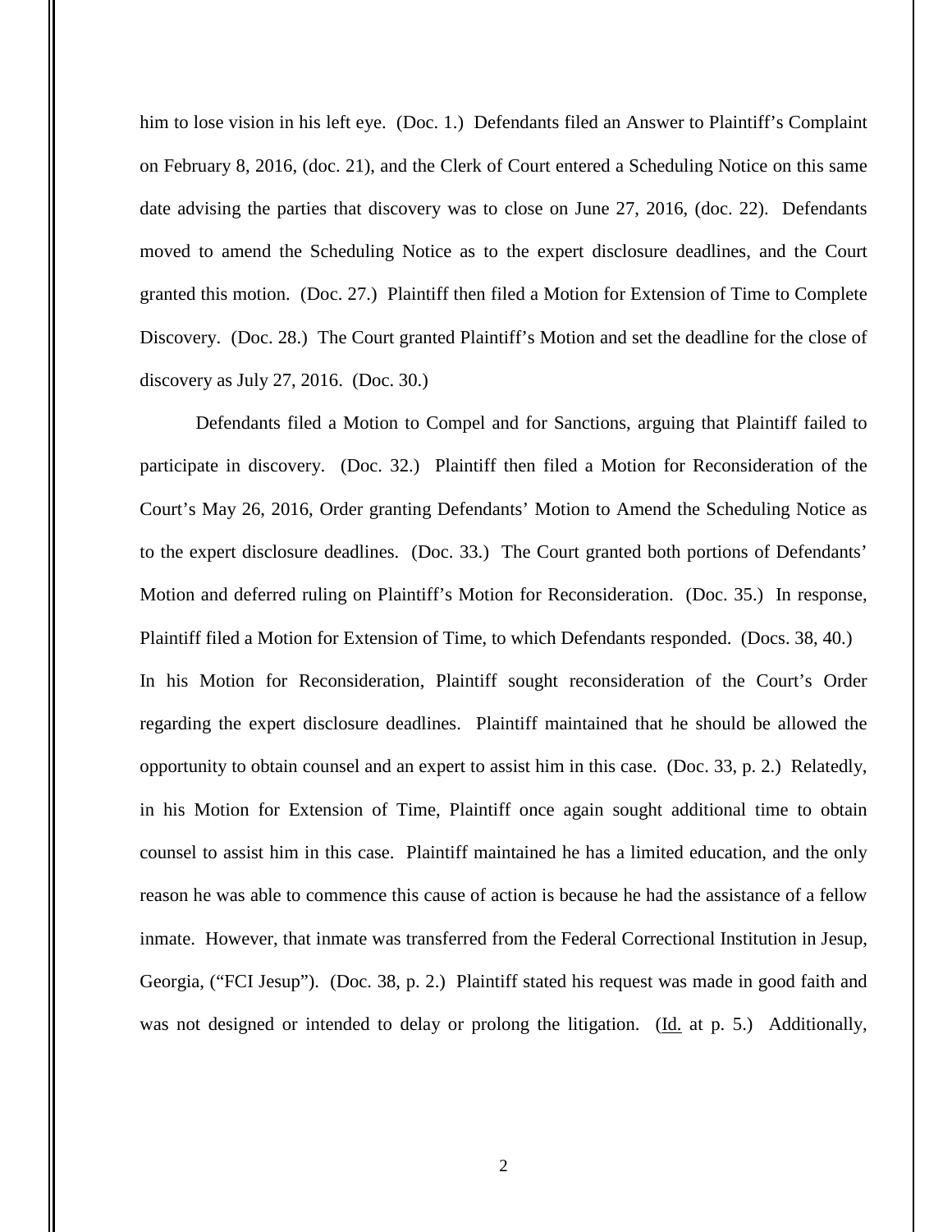him to lose vision in his left eye. (Doc. 1.) Defendants filed an Answer to Plaintiff's Complaint on February 8, 2016, (doc. 21), and the Clerk of Court entered a Scheduling Notice on this same date advising the parties that discovery was to close on June 27, 2016, (doc. 22). Defendants moved to amend the Scheduling Notice as to the expert disclosure deadlines, and the Court granted this motion. (Doc. 27.) Plaintiff then filed a Motion for Extension of Time to Complete Discovery. (Doc. 28.) The Court granted Plaintiff's Motion and set the deadline for the close of discovery as July 27, 2016. (Doc. 30.)

Defendants filed a Motion to Compel and for Sanctions, arguing that Plaintiff failed to participate in discovery. (Doc. 32.) Plaintiff then filed a Motion for Reconsideration of the Court's May 26, 2016, Order granting Defendants' Motion to Amend the Scheduling Notice as to the expert disclosure deadlines. (Doc. 33.) The Court granted both portions of Defendants' Motion and deferred ruling on Plaintiff's Motion for Reconsideration. (Doc. 35.) In response, Plaintiff filed a Motion for Extension of Time, to which Defendants responded. (Docs. 38, 40.)

In his Motion for Reconsideration, Plaintiff sought reconsideration of the Court's Order regarding the expert disclosure deadlines. Plaintiff maintained that he should be allowed the opportunity to obtain counsel and an expert to assist him in this case. (Doc. 33, p. 2.) Relatedly, in his Motion for Extension of Time, Plaintiff once again sought additional time to obtain counsel to assist him in this case. Plaintiff maintained he has a limited education, and the only reason he was able to commence this cause of action is because he had the assistance of a fellow inmate. However, that inmate was transferred from the Federal Correctional Institution in Jesup, Georgia, ("FCI Jesup"). (Doc. 38, p. 2.) Plaintiff stated his request was made in good faith and was not designed or intended to delay or prolong the litigation. (Id. at p. 5.) Additionally,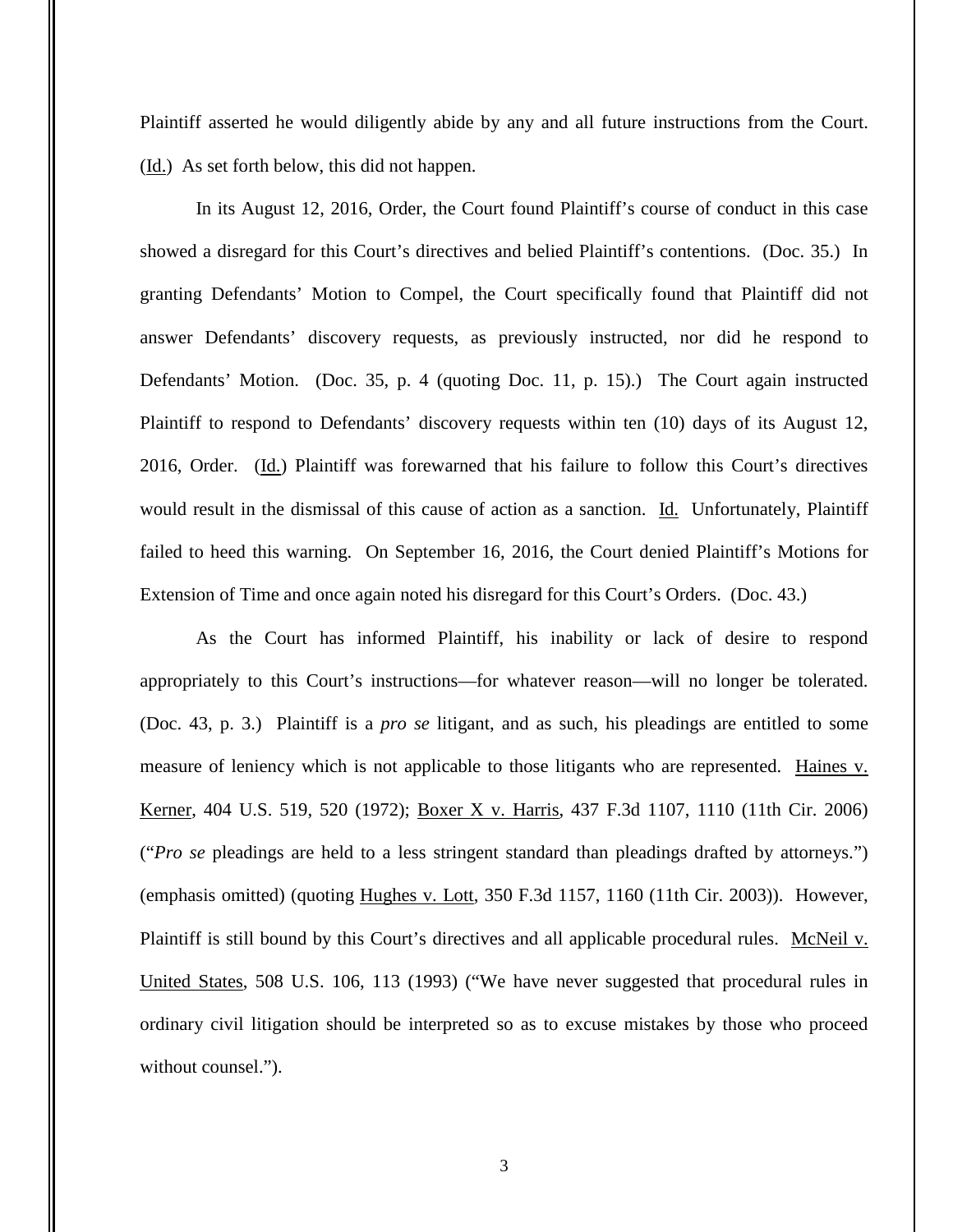Plaintiff asserted he would diligently abide by any and all future instructions from the Court. (Id.) As set forth below, this did not happen.

In its August 12, 2016, Order, the Court found Plaintiff's course of conduct in this case showed a disregard for this Court's directives and belied Plaintiff's contentions. (Doc. 35.) In granting Defendants' Motion to Compel, the Court specifically found that Plaintiff did not answer Defendants' discovery requests, as previously instructed, nor did he respond to Defendants' Motion. (Doc. 35, p. 4 (quoting Doc. 11, p. 15).) The Court again instructed Plaintiff to respond to Defendants' discovery requests within ten (10) days of its August 12, 2016, Order. (Id.) Plaintiff was forewarned that his failure to follow this Court's directives would result in the dismissal of this cause of action as a sanction. Id. Unfortunately, Plaintiff failed to heed this warning. On September 16, 2016, the Court denied Plaintiff's Motions for Extension of Time and once again noted his disregard for this Court's Orders. (Doc. 43.)

As the Court has informed Plaintiff, his inability or lack of desire to respond appropriately to this Court's instructions—for whatever reason—will no longer be tolerated. (Doc. 43, p. 3.) Plaintiff is a *pro se* litigant, and as such, his pleadings are entitled to some measure of leniency which is not applicable to those litigants who are represented. Haines v. Kerner, 404 U.S. 519, 520 (1972); Boxer X v. Harris, 437 F.3d 1107, 1110 (11th Cir. 2006) ("*Pro se* pleadings are held to a less stringent standard than pleadings drafted by attorneys.") (emphasis omitted) (quoting Hughes v. Lott, 350 F.3d 1157, 1160 (11th Cir. 2003)). However, Plaintiff is still bound by this Court's directives and all applicable procedural rules. McNeil v. United States, 508 U.S. 106, 113 (1993) ("We have never suggested that procedural rules in ordinary civil litigation should be interpreted so as to excuse mistakes by those who proceed without counsel.").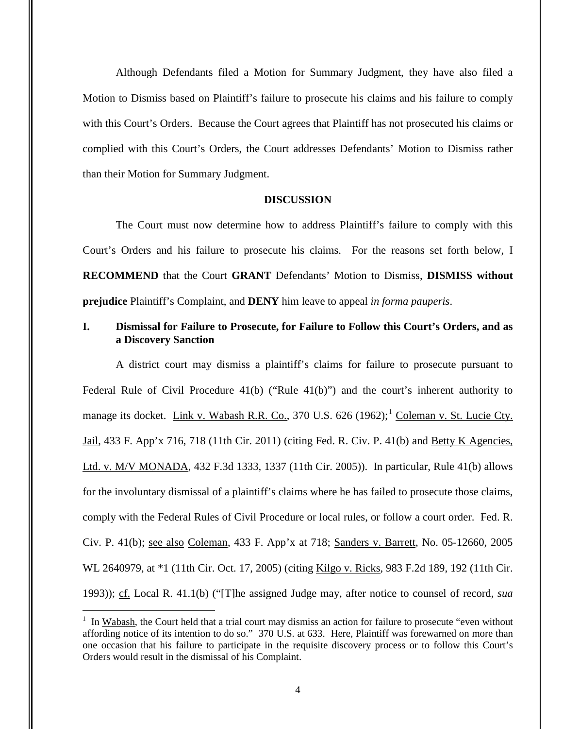Although Defendants filed a Motion for Summary Judgment, they have also filed a Motion to Dismiss based on Plaintiff's failure to prosecute his claims and his failure to comply with this Court's Orders. Because the Court agrees that Plaintiff has not prosecuted his claims or complied with this Court's Orders, the Court addresses Defendants' Motion to Dismiss rather than their Motion for Summary Judgment.

## DISCUSSION

The Court must now determine how to address Plaintiff's failure to comply with this Court's Orders and his failure to prosecute his claims. For the reasons set forth below, I **RECOMMEND** that the Court **GRANT** Defendants' Motion to Dismiss, **DISMISS without prejudice** Plaintiff's Complaint, and **DENY** him leave to appeal *in forma pauperis*.

### I. Dismissal for Failure to Prosecute, for Failure to Follow this Court's Orders, and as a Discovery Sanction

A district court may dismiss a plaintiff's claims for failure to prosecute pursuant to Federal Rule of Civil Procedure 41(b) ("Rule 41(b)") and the court's inherent authority to manage its docket. Link v. Wabash R.R. Co., 370 U.S. 626 (1962);[1] Coleman v. St. Lucie Cty. Jail, 433 F. App'x 716, 718 (11th Cir. 2011) (citing Fed. R. Civ. P. 41(b) and Betty K Agencies, Ltd. v. M/V MONADA, 432 F.3d 1333, 1337 (11th Cir. 2005)). In particular, Rule 41(b) allows for the involuntary dismissal of a plaintiff's claims where he has failed to prosecute those claims, comply with the Federal Rules of Civil Procedure or local rules, or follow a court order. Fed. R. Civ. P. 41(b); see also Coleman, 433 F. App'x at 718; Sanders v. Barrett, No. 05-12660, 2005 WL 2640979, at *1 (11th Cir. Oct. 17, 2005) (citing Kilgo v. Ricks, 983 F.2d 189, 192 (11th Cir. 1993)); cf. Local R. 41.1(b) ("[T]he assigned Judge may, after notice to counsel of record, *sua*

[1] In Wabash, the Court held that a trial court may dismiss an action for failure to prosecute "even without affording notice of its intention to do so." 370 U.S. at 633. Here, Plaintiff was forewarned on more than one occasion that his failure to participate in the requisite discovery process or to follow this Court's Orders would result in the dismissal of his Complaint.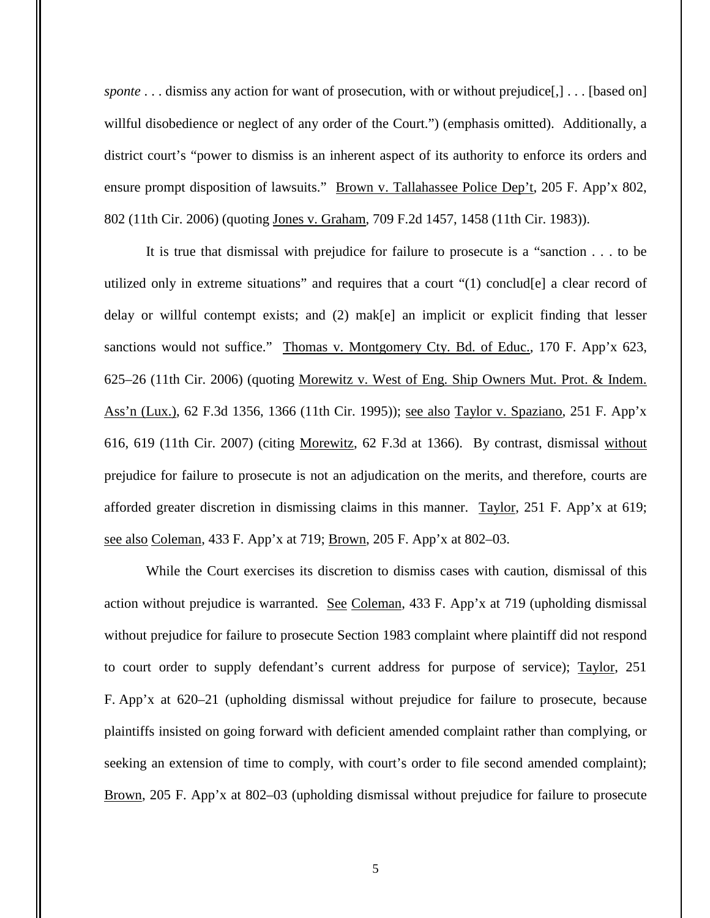*sponte* . . . dismiss any action for want of prosecution, with or without prejudice[,] . . . [based on] willful disobedience or neglect of any order of the Court.") (emphasis omitted). Additionally, a district court's "power to dismiss is an inherent aspect of its authority to enforce its orders and ensure prompt disposition of lawsuits." Brown v. Tallahassee Police Dep't, 205 F. App'x 802, 802 (11th Cir. 2006) (quoting Jones v. Graham, 709 F.2d 1457, 1458 (11th Cir. 1983)).

It is true that dismissal with prejudice for failure to prosecute is a "sanction . . . to be utilized only in extreme situations" and requires that a court "(1) conclud[e] a clear record of delay or willful contempt exists; and (2) mak[e] an implicit or explicit finding that lesser sanctions would not suffice." Thomas v. Montgomery Cty. Bd. of Educ., 170 F. App'x 623, 625–26 (11th Cir. 2006) (quoting Morewitz v. West of Eng. Ship Owners Mut. Prot. & Indem. Ass'n (Lux.), 62 F.3d 1356, 1366 (11th Cir. 1995)); see also Taylor v. Spaziano, 251 F. App'x 616, 619 (11th Cir. 2007) (citing Morewitz, 62 F.3d at 1366). By contrast, dismissal without prejudice for failure to prosecute is not an adjudication on the merits, and therefore, courts are afforded greater discretion in dismissing claims in this manner. Taylor, 251 F. App'x at 619; see also Coleman, 433 F. App'x at 719; Brown, 205 F. App'x at 802–03.

While the Court exercises its discretion to dismiss cases with caution, dismissal of this action without prejudice is warranted. See Coleman, 433 F. App'x at 719 (upholding dismissal without prejudice for failure to prosecute Section 1983 complaint where plaintiff did not respond to court order to supply defendant's current address for purpose of service); Taylor, 251 F. App'x at 620–21 (upholding dismissal without prejudice for failure to prosecute, because plaintiffs insisted on going forward with deficient amended complaint rather than complying, or seeking an extension of time to comply, with court's order to file second amended complaint); Brown, 205 F. App'x at 802–03 (upholding dismissal without prejudice for failure to prosecute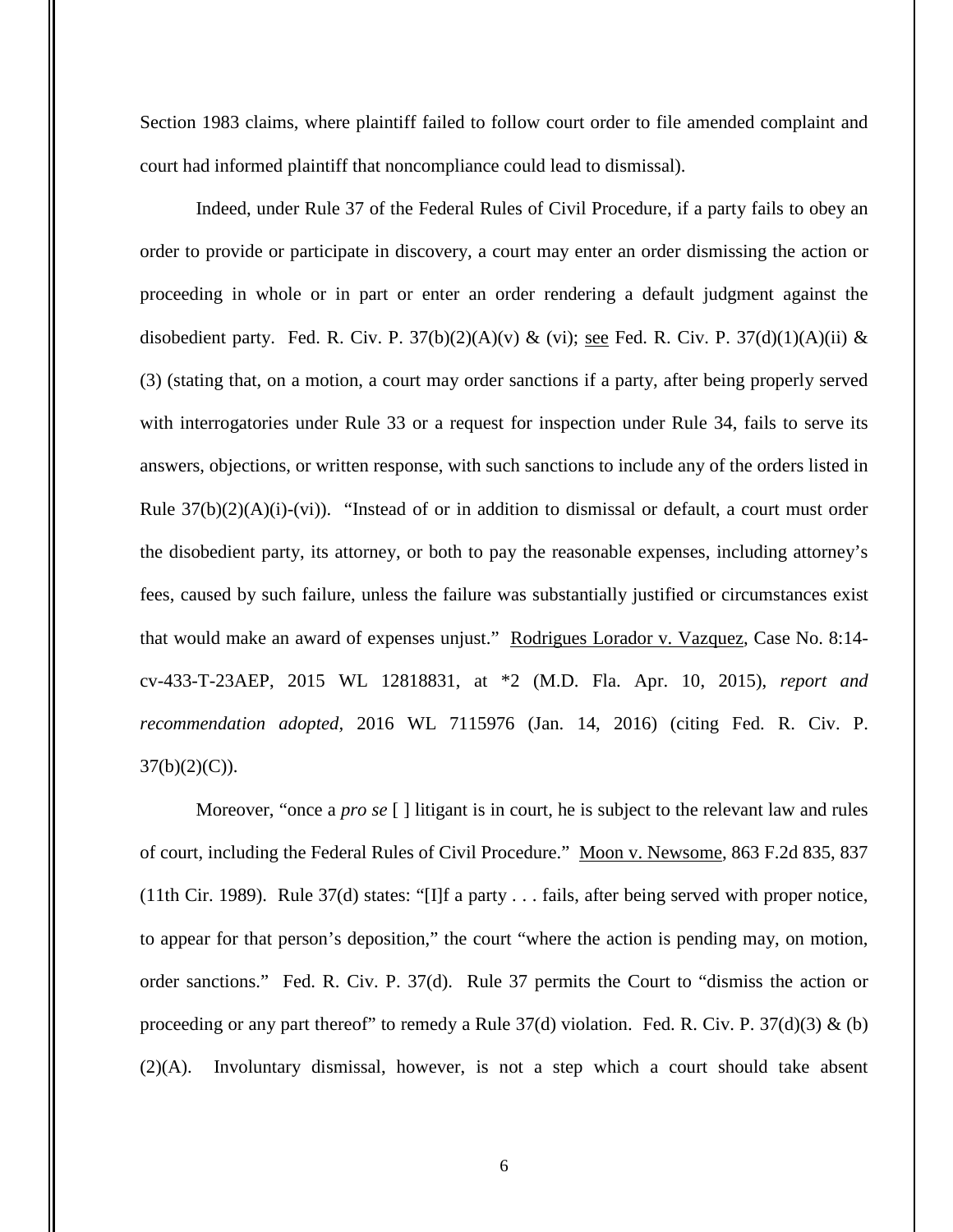Section 1983 claims, where plaintiff failed to follow court order to file amended complaint and court had informed plaintiff that noncompliance could lead to dismissal).

Indeed, under Rule 37 of the Federal Rules of Civil Procedure, if a party fails to obey an order to provide or participate in discovery, a court may enter an order dismissing the action or proceeding in whole or in part or enter an order rendering a default judgment against the disobedient party. Fed. R. Civ. P. 37(b)(2)(A)(v) & (vi); see Fed. R. Civ. P. 37(d)(1)(A)(ii) & (3) (stating that, on a motion, a court may order sanctions if a party, after being properly served with interrogatories under Rule 33 or a request for inspection under Rule 34, fails to serve its answers, objections, or written response, with such sanctions to include any of the orders listed in Rule 37(b)(2)(A)(i)-(vi)). "Instead of or in addition to dismissal or default, a court must order the disobedient party, its attorney, or both to pay the reasonable expenses, including attorney's fees, caused by such failure, unless the failure was substantially justified or circumstances exist that would make an award of expenses unjust." Rodrigues Lorador v. Vazquez, Case No. 8:14-cv-433-T-23AEP, 2015 WL 12818831, at *2 (M.D. Fla. Apr. 10, 2015), *report and recommendation adopted,* 2016 WL 7115976 (Jan. 14, 2016) (citing Fed. R. Civ. P. 37(b)(2)(C)).

Moreover, "once a *pro se* [ ] litigant is in court, he is subject to the relevant law and rules of court, including the Federal Rules of Civil Procedure." Moon v. Newsome, 863 F.2d 835, 837 (11th Cir. 1989). Rule 37(d) states: "[I]f a party . . . fails, after being served with proper notice, to appear for that person's deposition," the court "where the action is pending may, on motion, order sanctions." Fed. R. Civ. P. 37(d). Rule 37 permits the Court to "dismiss the action or proceeding or any part thereof" to remedy a Rule 37(d) violation. Fed. R. Civ. P. 37(d)(3) & (b)(2)(A). Involuntary dismissal, however, is not a step which a court should take absent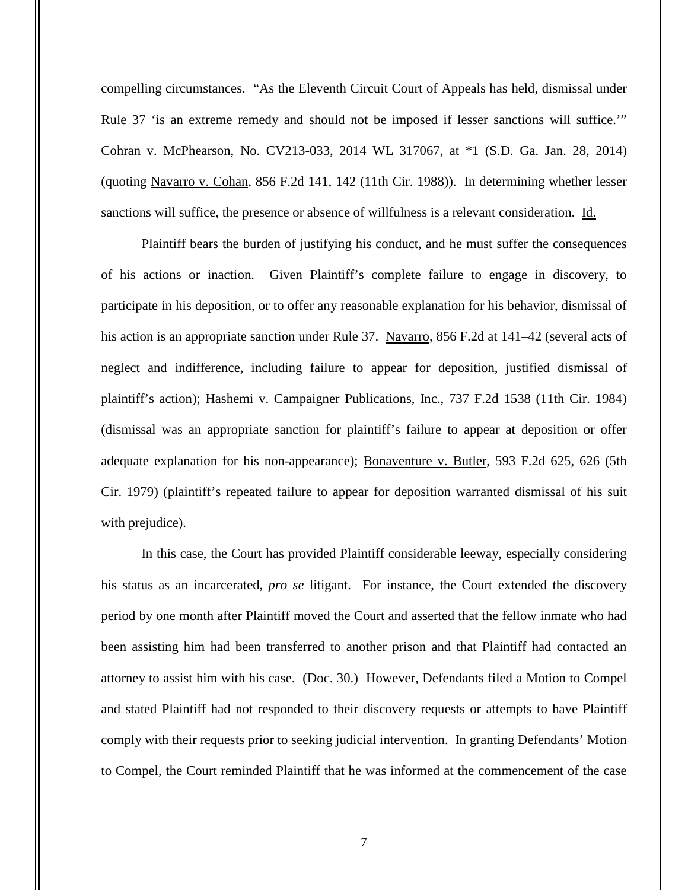compelling circumstances. "As the Eleventh Circuit Court of Appeals has held, dismissal under Rule 37 'is an extreme remedy and should not be imposed if lesser sanctions will suffice.'" Cohran v. McPhearson, No. CV213-033, 2014 WL 317067, at *1 (S.D. Ga. Jan. 28, 2014) (quoting Navarro v. Cohan, 856 F.2d 141, 142 (11th Cir. 1988)). In determining whether lesser sanctions will suffice, the presence or absence of willfulness is a relevant consideration. Id.

Plaintiff bears the burden of justifying his conduct, and he must suffer the consequences of his actions or inaction. Given Plaintiff's complete failure to engage in discovery, to participate in his deposition, or to offer any reasonable explanation for his behavior, dismissal of his action is an appropriate sanction under Rule 37. Navarro, 856 F.2d at 141–42 (several acts of neglect and indifference, including failure to appear for deposition, justified dismissal of plaintiff's action); Hashemi v. Campaigner Publications, Inc., 737 F.2d 1538 (11th Cir. 1984) (dismissal was an appropriate sanction for plaintiff's failure to appear at deposition or offer adequate explanation for his non-appearance); Bonaventure v. Butler, 593 F.2d 625, 626 (5th Cir. 1979) (plaintiff's repeated failure to appear for deposition warranted dismissal of his suit with prejudice).

In this case, the Court has provided Plaintiff considerable leeway, especially considering his status as an incarcerated, *pro se* litigant. For instance, the Court extended the discovery period by one month after Plaintiff moved the Court and asserted that the fellow inmate who had been assisting him had been transferred to another prison and that Plaintiff had contacted an attorney to assist him with his case. (Doc. 30.) However, Defendants filed a Motion to Compel and stated Plaintiff had not responded to their discovery requests or attempts to have Plaintiff comply with their requests prior to seeking judicial intervention. In granting Defendants' Motion to Compel, the Court reminded Plaintiff that he was informed at the commencement of the case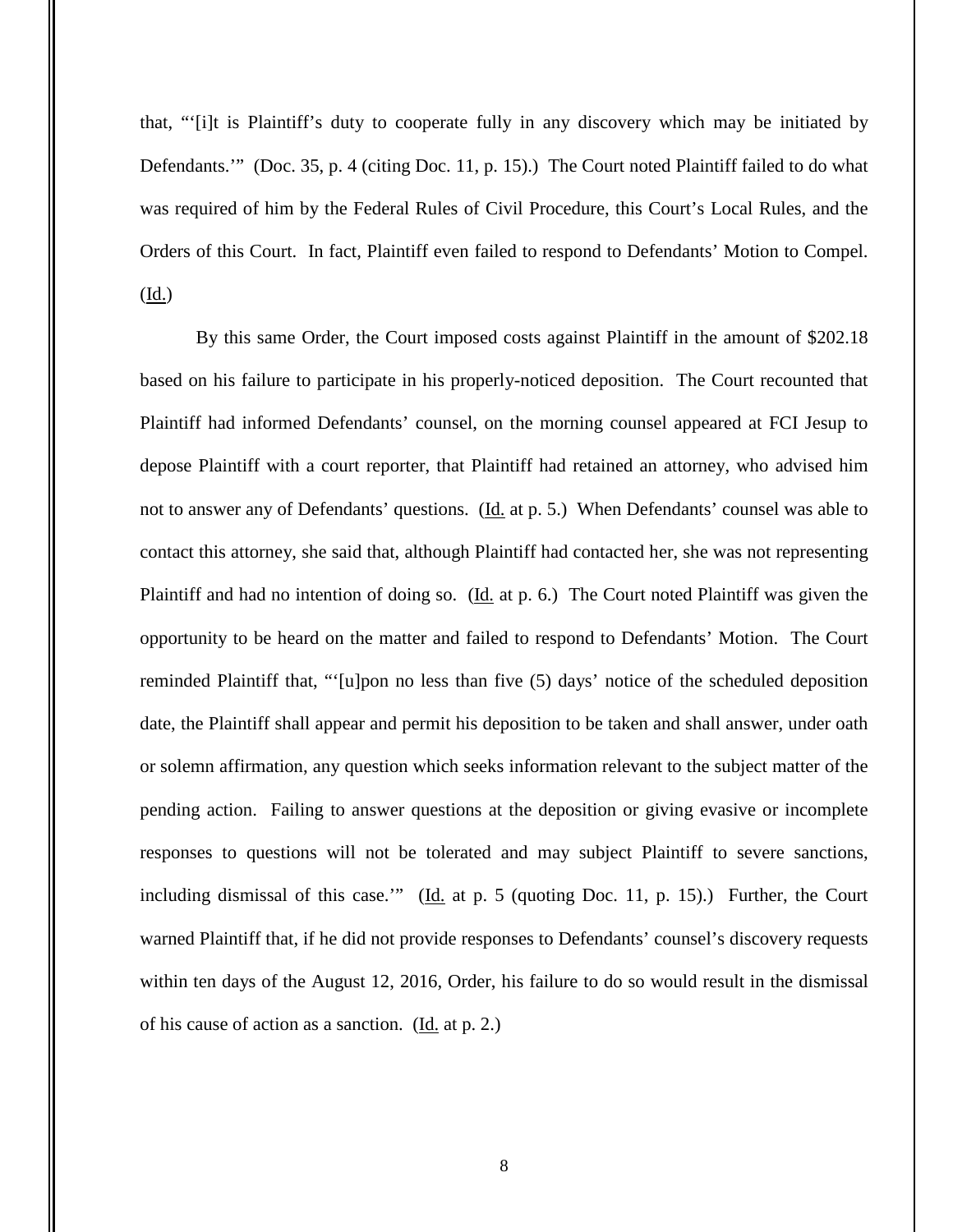that, "'[i]t is Plaintiff's duty to cooperate fully in any discovery which may be initiated by Defendants.'" (Doc. 35, p. 4 (citing Doc. 11, p. 15).) The Court noted Plaintiff failed to do what was required of him by the Federal Rules of Civil Procedure, this Court's Local Rules, and the Orders of this Court. In fact, Plaintiff even failed to respond to Defendants' Motion to Compel. (Id.)

By this same Order, the Court imposed costs against Plaintiff in the amount of $202.18 based on his failure to participate in his properly-noticed deposition. The Court recounted that Plaintiff had informed Defendants' counsel, on the morning counsel appeared at FCI Jesup to depose Plaintiff with a court reporter, that Plaintiff had retained an attorney, who advised him not to answer any of Defendants' questions. (Id. at p. 5.) When Defendants' counsel was able to contact this attorney, she said that, although Plaintiff had contacted her, she was not representing Plaintiff and had no intention of doing so. (Id. at p. 6.) The Court noted Plaintiff was given the opportunity to be heard on the matter and failed to respond to Defendants' Motion. The Court reminded Plaintiff that, "'[u]pon no less than five (5) days' notice of the scheduled deposition date, the Plaintiff shall appear and permit his deposition to be taken and shall answer, under oath or solemn affirmation, any question which seeks information relevant to the subject matter of the pending action. Failing to answer questions at the deposition or giving evasive or incomplete responses to questions will not be tolerated and may subject Plaintiff to severe sanctions, including dismissal of this case.'" (Id. at p. 5 (quoting Doc. 11, p. 15).) Further, the Court warned Plaintiff that, if he did not provide responses to Defendants' counsel's discovery requests within ten days of the August 12, 2016, Order, his failure to do so would result in the dismissal of his cause of action as a sanction. (Id. at p. 2.)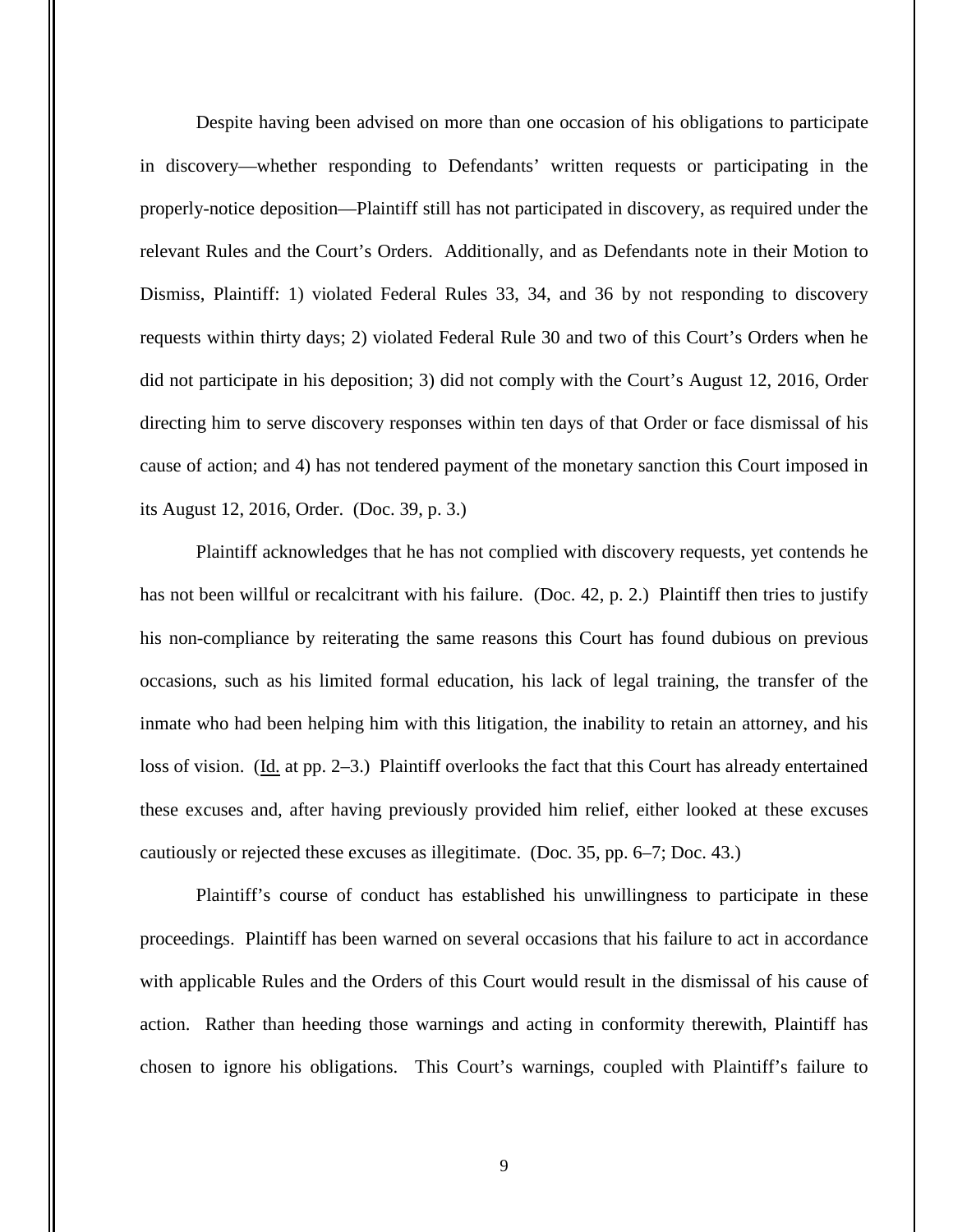Despite having been advised on more than one occasion of his obligations to participate in discovery—whether responding to Defendants' written requests or participating in the properly-notice deposition—Plaintiff still has not participated in discovery, as required under the relevant Rules and the Court's Orders. Additionally, and as Defendants note in their Motion to Dismiss, Plaintiff: 1) violated Federal Rules 33, 34, and 36 by not responding to discovery requests within thirty days; 2) violated Federal Rule 30 and two of this Court's Orders when he did not participate in his deposition; 3) did not comply with the Court's August 12, 2016, Order directing him to serve discovery responses within ten days of that Order or face dismissal of his cause of action; and 4) has not tendered payment of the monetary sanction this Court imposed in its August 12, 2016, Order. (Doc. 39, p. 3.)

Plaintiff acknowledges that he has not complied with discovery requests, yet contends he has not been willful or recalcitrant with his failure. (Doc. 42, p. 2.) Plaintiff then tries to justify his non-compliance by reiterating the same reasons this Court has found dubious on previous occasions, such as his limited formal education, his lack of legal training, the transfer of the inmate who had been helping him with this litigation, the inability to retain an attorney, and his loss of vision. (Id. at pp. 2–3.) Plaintiff overlooks the fact that this Court has already entertained these excuses and, after having previously provided him relief, either looked at these excuses cautiously or rejected these excuses as illegitimate. (Doc. 35, pp. 6–7; Doc. 43.)

Plaintiff's course of conduct has established his unwillingness to participate in these proceedings. Plaintiff has been warned on several occasions that his failure to act in accordance with applicable Rules and the Orders of this Court would result in the dismissal of his cause of action. Rather than heeding those warnings and acting in conformity therewith, Plaintiff has chosen to ignore his obligations. This Court's warnings, coupled with Plaintiff's failure to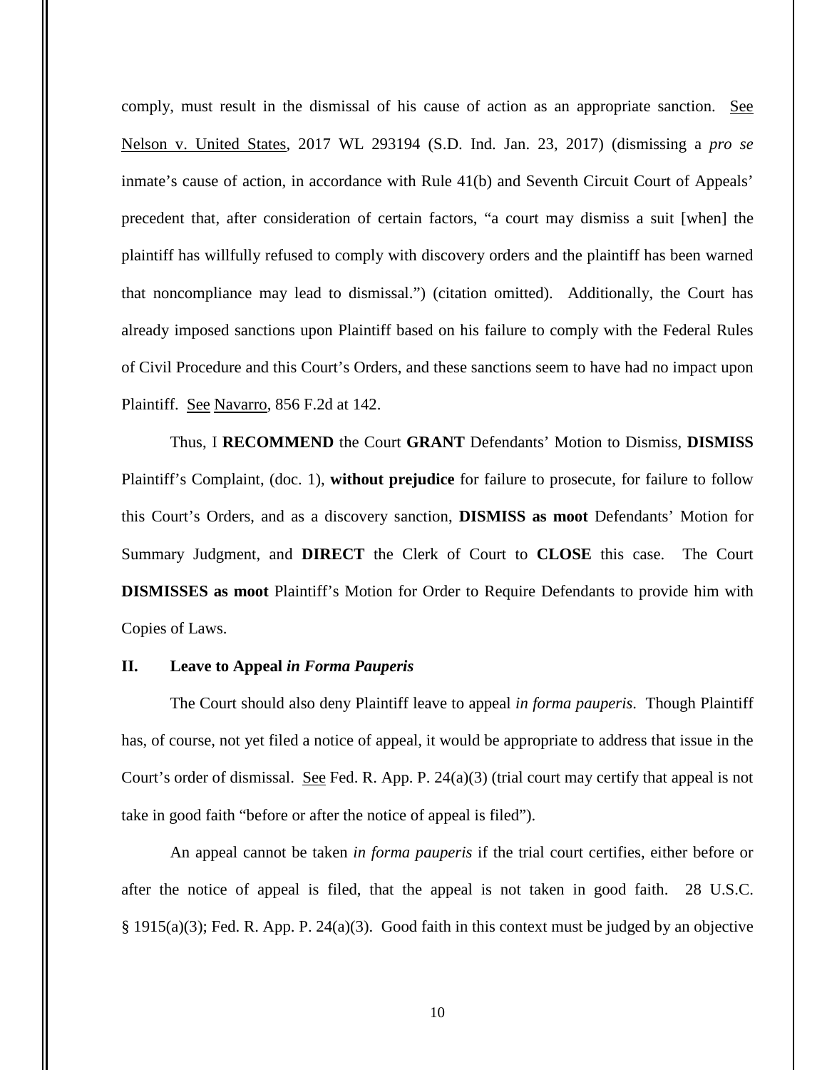comply, must result in the dismissal of his cause of action as an appropriate sanction. See Nelson v. United States, 2017 WL 293194 (S.D. Ind. Jan. 23, 2017) (dismissing a *pro se* inmate's cause of action, in accordance with Rule 41(b) and Seventh Circuit Court of Appeals' precedent that, after consideration of certain factors, "a court may dismiss a suit [when] the plaintiff has willfully refused to comply with discovery orders and the plaintiff has been warned that noncompliance may lead to dismissal.") (citation omitted). Additionally, the Court has already imposed sanctions upon Plaintiff based on his failure to comply with the Federal Rules of Civil Procedure and this Court's Orders, and these sanctions seem to have had no impact upon Plaintiff. See Navarro, 856 F.2d at 142.

Thus, I **RECOMMEND** the Court **GRANT** Defendants' Motion to Dismiss, **DISMISS** Plaintiff's Complaint, (doc. 1), **without prejudice** for failure to prosecute, for failure to follow this Court's Orders, and as a discovery sanction, **DISMISS as moot** Defendants' Motion for Summary Judgment, and **DIRECT** the Clerk of Court to **CLOSE** this case. The Court **DISMISSES as moot** Plaintiff's Motion for Order to Require Defendants to provide him with Copies of Laws.

## II. Leave to Appeal *in Forma Pauperis*

The Court should also deny Plaintiff leave to appeal *in forma pauperis*. Though Plaintiff has, of course, not yet filed a notice of appeal, it would be appropriate to address that issue in the Court's order of dismissal. See Fed. R. App. P. 24(a)(3) (trial court may certify that appeal is not take in good faith "before or after the notice of appeal is filed").

An appeal cannot be taken *in forma pauperis* if the trial court certifies, either before or after the notice of appeal is filed, that the appeal is not taken in good faith. 28 U.S.C. § 1915(a)(3); Fed. R. App. P. 24(a)(3). Good faith in this context must be judged by an objective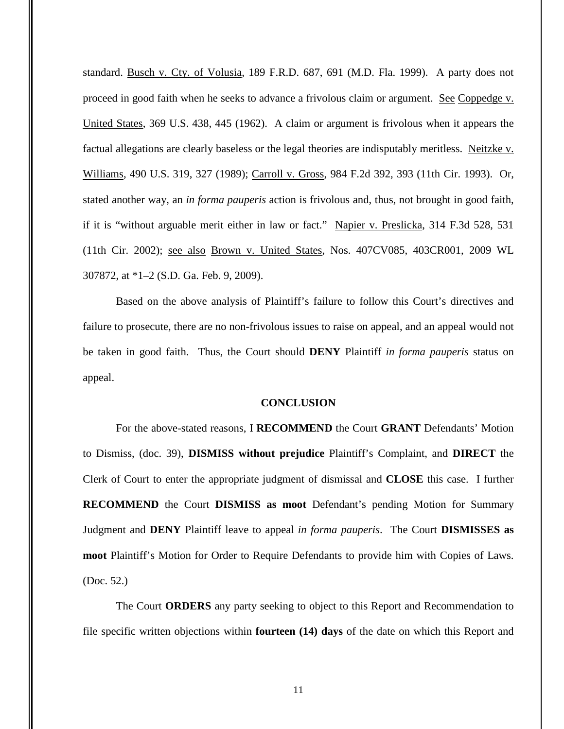standard. Busch v. Cty. of Volusia, 189 F.R.D. 687, 691 (M.D. Fla. 1999). A party does not proceed in good faith when he seeks to advance a frivolous claim or argument. See Coppedge v. United States, 369 U.S. 438, 445 (1962). A claim or argument is frivolous when it appears the factual allegations are clearly baseless or the legal theories are indisputably meritless. Neitzke v. Williams, 490 U.S. 319, 327 (1989); Carroll v. Gross, 984 F.2d 392, 393 (11th Cir. 1993). Or, stated another way, an *in forma pauperis* action is frivolous and, thus, not brought in good faith, if it is "without arguable merit either in law or fact." Napier v. Preslicka, 314 F.3d 528, 531 (11th Cir. 2002); see also Brown v. United States, Nos. 407CV085, 403CR001, 2009 WL 307872, at *1–2 (S.D. Ga. Feb. 9, 2009).

Based on the above analysis of Plaintiff's failure to follow this Court's directives and failure to prosecute, there are no non-frivolous issues to raise on appeal, and an appeal would not be taken in good faith. Thus, the Court should **DENY** Plaintiff *in forma pauperis* status on appeal.

**CONCLUSION**

For the above-stated reasons, I **RECOMMEND** the Court **GRANT** Defendants' Motion to Dismiss, (doc. 39), **DISMISS without prejudice** Plaintiff's Complaint, and **DIRECT** the Clerk of Court to enter the appropriate judgment of dismissal and **CLOSE** this case. I further **RECOMMEND** the Court **DISMISS as moot** Defendant's pending Motion for Summary Judgment and **DENY** Plaintiff leave to appeal *in forma pauperis*. The Court **DISMISSES as moot** Plaintiff's Motion for Order to Require Defendants to provide him with Copies of Laws. (Doc. 52.)

The Court **ORDERS** any party seeking to object to this Report and Recommendation to file specific written objections within **fourteen (14) days** of the date on which this Report and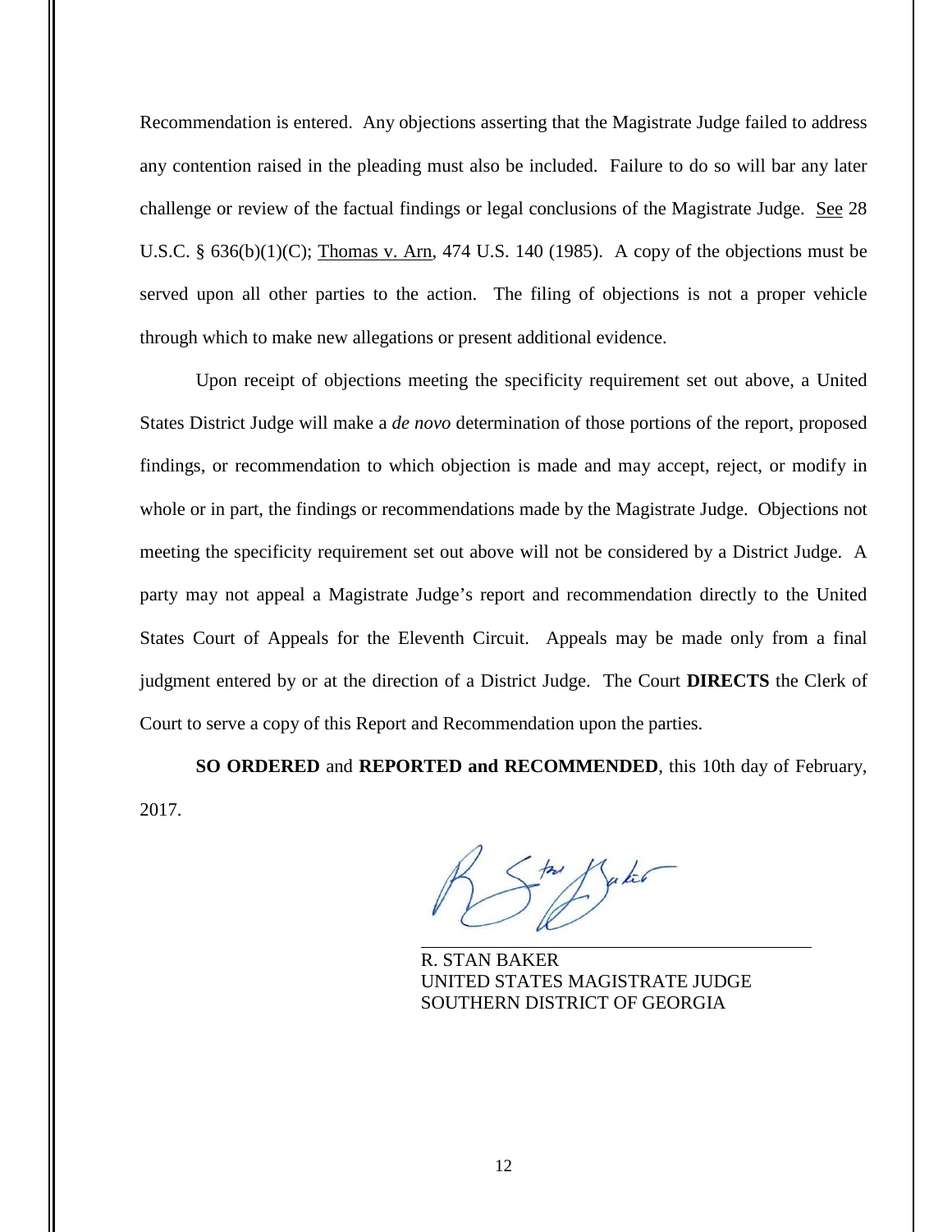Recommendation is entered. Any objections asserting that the Magistrate Judge failed to address any contention raised in the pleading must also be included. Failure to do so will bar any later challenge or review of the factual findings or legal conclusions of the Magistrate Judge. See 28 U.S.C. § 636(b)(1)(C); Thomas v. Arn, 474 U.S. 140 (1985). A copy of the objections must be served upon all other parties to the action. The filing of objections is not a proper vehicle through which to make new allegations or present additional evidence.

Upon receipt of objections meeting the specificity requirement set out above, a United States District Judge will make a *de novo* determination of those portions of the report, proposed findings, or recommendation to which objection is made and may accept, reject, or modify in whole or in part, the findings or recommendations made by the Magistrate Judge. Objections not meeting the specificity requirement set out above will not be considered by a District Judge. A party may not appeal a Magistrate Judge's report and recommendation directly to the United States Court of Appeals for the Eleventh Circuit. Appeals may be made only from a final judgment entered by or at the direction of a District Judge. The Court **DIRECTS** the Clerk of Court to serve a copy of this Report and Recommendation upon the parties.

**SO ORDERED** and **REPORTED and RECOMMENDED**, this 10th day of February, 2017.

R. STAN BAKER
UNITED STATES MAGISTRATE JUDGE
SOUTHERN DISTRICT OF GEORGIA